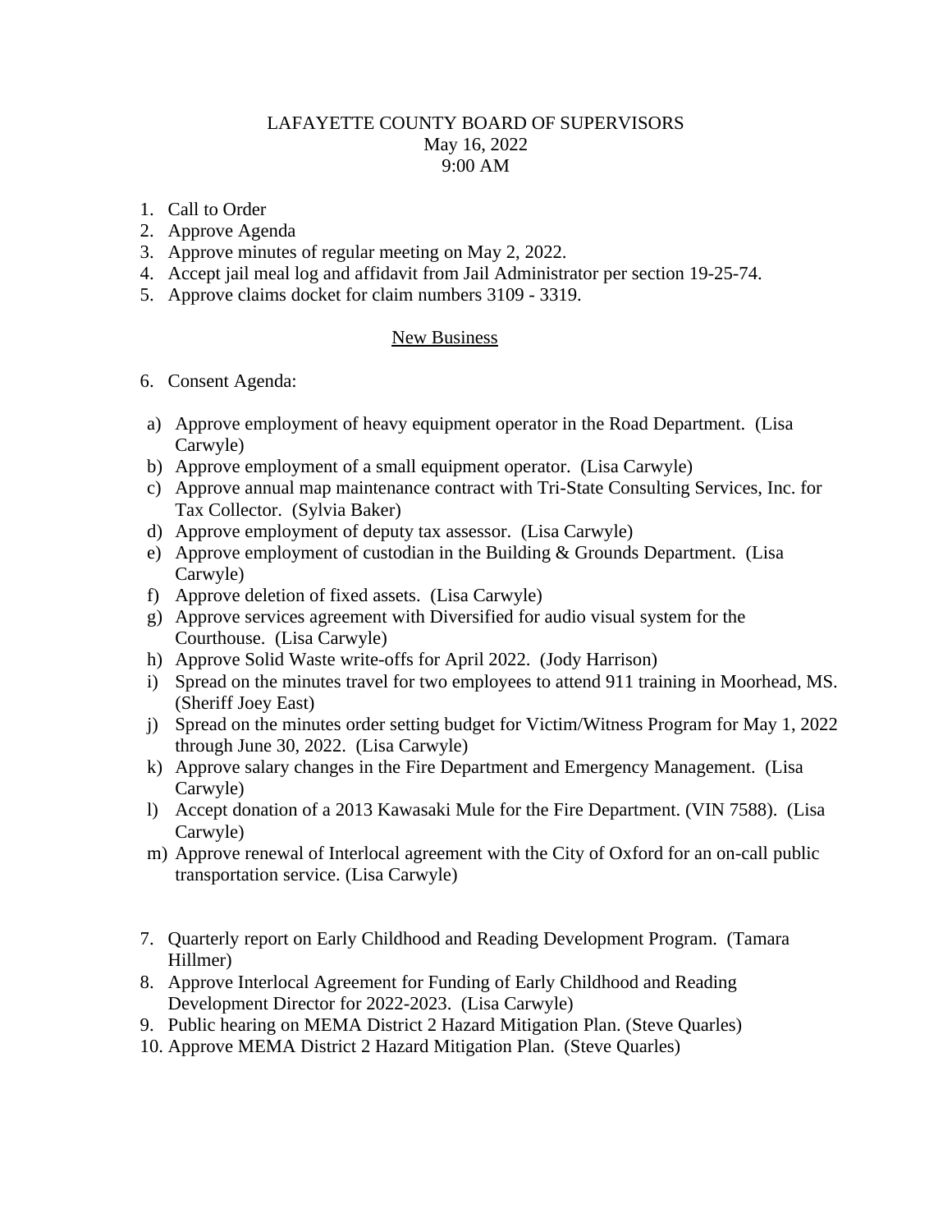# LAFAYETTE COUNTY BOARD OF SUPERVISORS

May 16, 2022

9:00 AM

1. Call to Order
2. Approve Agenda
3. Approve minutes of regular meeting on May 2, 2022.
4. Accept jail meal log and affidavit from Jail Administrator per section 19-25-74.
5. Approve claims docket for claim numbers 3109 - 3319.

## New Business

6. Consent Agenda:

a) Approve employment of heavy equipment operator in the Road Department. (Lisa Carwyle)
b) Approve employment of a small equipment operator. (Lisa Carwyle)
c) Approve annual map maintenance contract with Tri-State Consulting Services, Inc. for Tax Collector. (Sylvia Baker)
d) Approve employment of deputy tax assessor. (Lisa Carwyle)
e) Approve employment of custodian in the Building & Grounds Department. (Lisa Carwyle)
f) Approve deletion of fixed assets. (Lisa Carwyle)
g) Approve services agreement with Diversified for audio visual system for the Courthouse. (Lisa Carwyle)
h) Approve Solid Waste write-offs for April 2022. (Jody Harrison)
i) Spread on the minutes travel for two employees to attend 911 training in Moorhead, MS. (Sheriff Joey East)
j) Spread on the minutes order setting budget for Victim/Witness Program for May 1, 2022 through June 30, 2022. (Lisa Carwyle)
k) Approve salary changes in the Fire Department and Emergency Management. (Lisa Carwyle)
l) Accept donation of a 2013 Kawasaki Mule for the Fire Department. (VIN 7588). (Lisa Carwyle)
m) Approve renewal of Interlocal agreement with the City of Oxford for an on-call public transportation service. (Lisa Carwyle)

7. Quarterly report on Early Childhood and Reading Development Program. (Tamara Hillmer)
8. Approve Interlocal Agreement for Funding of Early Childhood and Reading Development Director for 2022-2023. (Lisa Carwyle)
9. Public hearing on MEMA District 2 Hazard Mitigation Plan. (Steve Quarles)
10. Approve MEMA District 2 Hazard Mitigation Plan. (Steve Quarles)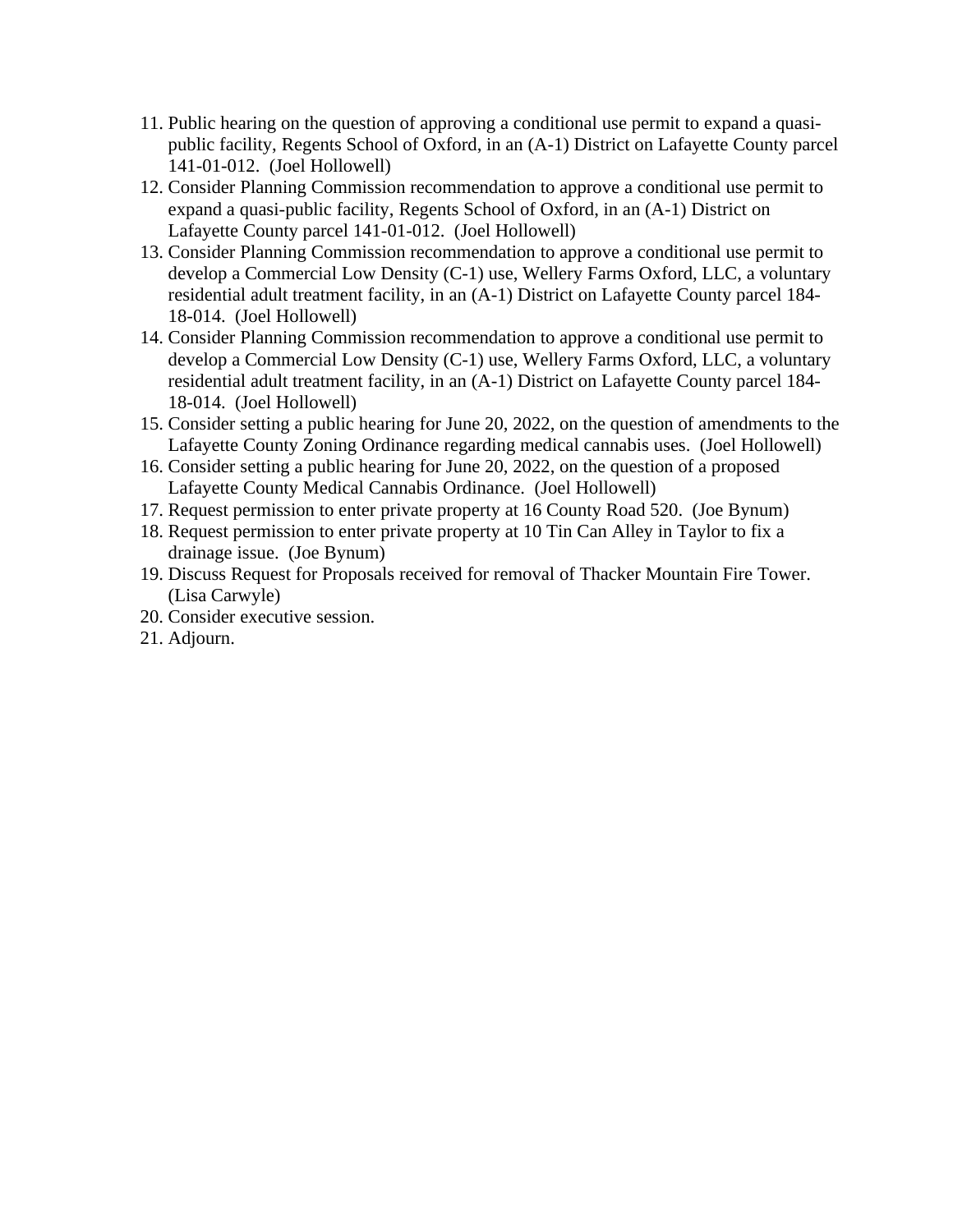11. Public hearing on the question of approving a conditional use permit to expand a quasi-public facility, Regents School of Oxford, in an (A-1) District on Lafayette County parcel 141-01-012. (Joel Hollowell)
12. Consider Planning Commission recommendation to approve a conditional use permit to expand a quasi-public facility, Regents School of Oxford, in an (A-1) District on Lafayette County parcel 141-01-012. (Joel Hollowell)
13. Consider Planning Commission recommendation to approve a conditional use permit to develop a Commercial Low Density (C-1) use, Wellery Farms Oxford, LLC, a voluntary residential adult treatment facility, in an (A-1) District on Lafayette County parcel 184-18-014. (Joel Hollowell)
14. Consider Planning Commission recommendation to approve a conditional use permit to develop a Commercial Low Density (C-1) use, Wellery Farms Oxford, LLC, a voluntary residential adult treatment facility, in an (A-1) District on Lafayette County parcel 184-18-014. (Joel Hollowell)
15. Consider setting a public hearing for June 20, 2022, on the question of amendments to the Lafayette County Zoning Ordinance regarding medical cannabis uses. (Joel Hollowell)
16. Consider setting a public hearing for June 20, 2022, on the question of a proposed Lafayette County Medical Cannabis Ordinance. (Joel Hollowell)
17. Request permission to enter private property at 16 County Road 520. (Joe Bynum)
18. Request permission to enter private property at 10 Tin Can Alley in Taylor to fix a drainage issue. (Joe Bynum)
19. Discuss Request for Proposals received for removal of Thacker Mountain Fire Tower. (Lisa Carwyle)
20. Consider executive session.
21. Adjourn.